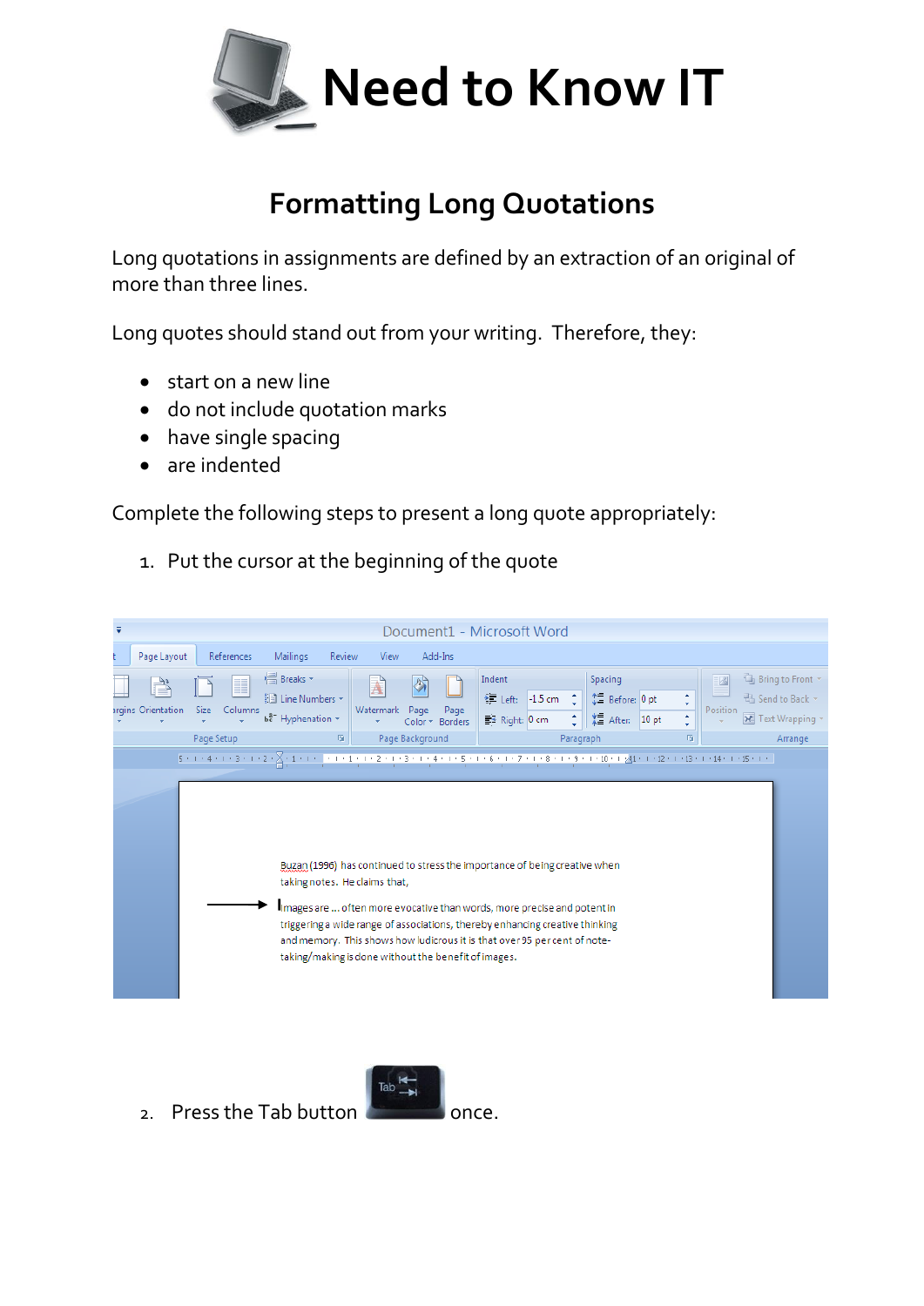# Need to Know IT

## Formatting Long Quotations

Long quotations in assignments are defined by an extraction of an original of more than three lines.

Long quotes should stand out from your writing. Therefore, they:

- start on a new line
- do not include quotation marks
- have single spacing
- are indented

Complete the following steps to present a long quote appropriately:

1. Put the cursor at the beginning of the quote

2. Press the Tab button once.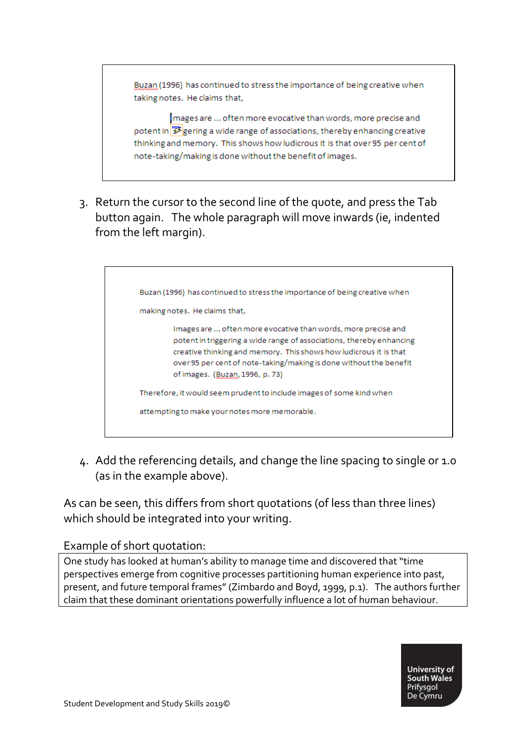> Buzan (1996) has continued to stress the importance of being creative when taking notes. He claims that,
>
> Images are … often more evocative than words, more precise and potent in triggering a wide range of associations, thereby enhancing creative thinking and memory. This shows how ludicrous it is that over 95 per cent of note-taking/making is done without the benefit of images.

3. Return the cursor to the second line of the quote, and press the Tab button again. The whole paragraph will move inwards (ie, indented from the left margin).

> Buzan (1996) has continued to stress the importance of being creative when making notes. He claims that,
>
> > Images are … often more evocative than words, more precise and potent in triggering a wide range of associations, thereby enhancing creative thinking and memory. This shows how ludicrous it is that over 95 per cent of note-taking/making is done without the benefit of images. (Buzan, 1996, p. 73)
>
> Therefore, it would seem prudent to include images of some kind when attempting to make your notes more memorable.

4. Add the referencing details, and change the line spacing to single or 1.0 (as in the example above).

As can be seen, this differs from short quotations (of less than three lines) which should be integrated into your writing.

Example of short quotation:

> One study has looked at human's ability to manage time and discovered that "time perspectives emerge from cognitive processes partitioning human experience into past, present, and future temporal frames" (Zimbardo and Boyd, 1999, p.1). The authors further claim that these dominant orientations powerfully influence a lot of human behaviour.

University of South Wales
Prifysgol De Cymru

Student Development and Study Skills 2019©